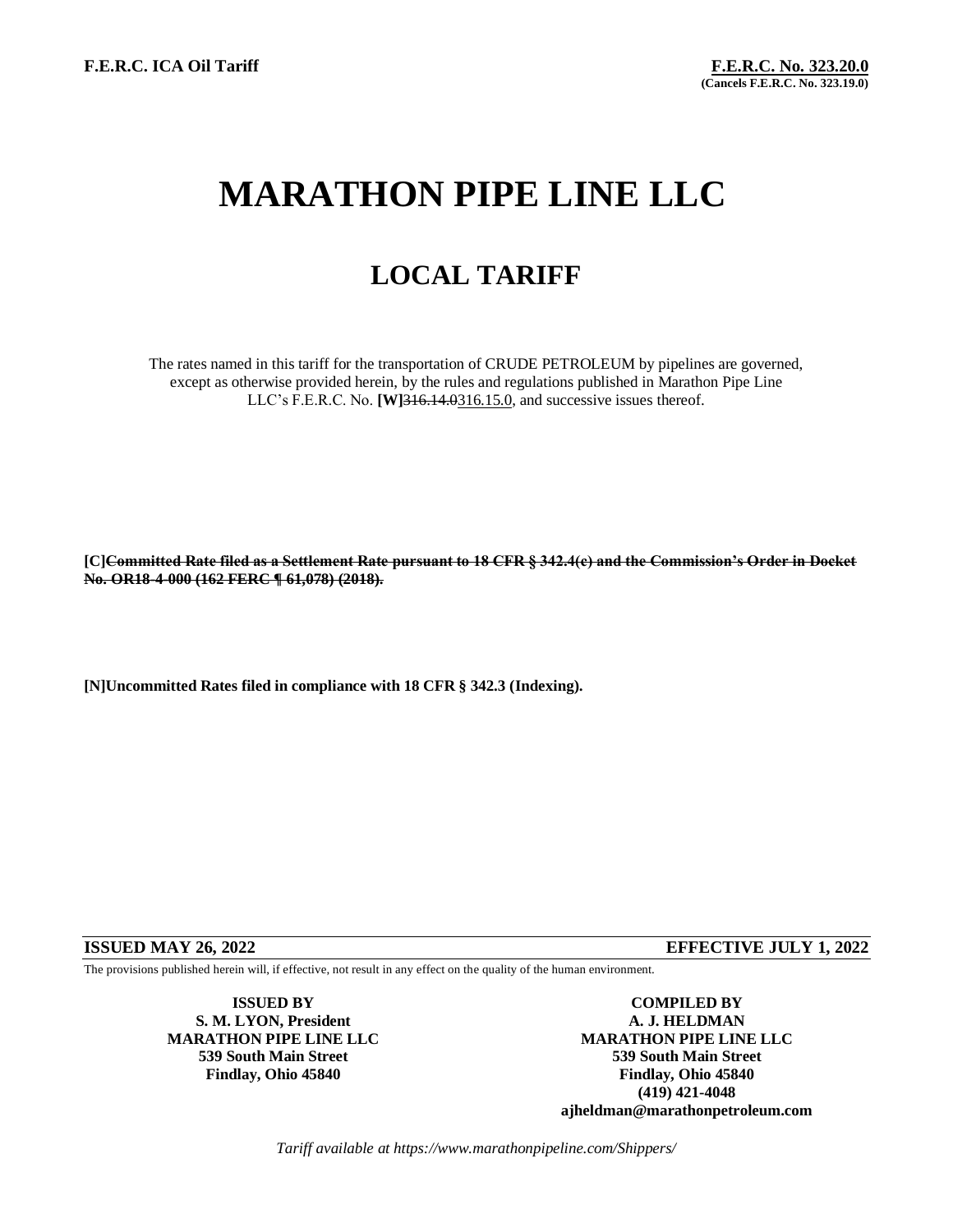F.E.R.C. ICA Oil Tariff

**F.E.R.C. No. 323.20.0**
**(Cancels F.E.R.C. No. 323.19.0)**

# MARATHON PIPE LINE LLC

## LOCAL TARIFF

The rates named in this tariff for the transportation of CRUDE PETROLEUM by pipelines are governed, except as otherwise provided herein, by the rules and regulations published in Marathon Pipe Line LLC's F.E.R.C. No. **[W]**~~316.14.0~~316.15.0, and successive issues thereof.

**[C]~~Committed Rate filed as a Settlement Rate pursuant to 18 CFR § 342.4(c) and the Commission's Order in Docket No. OR18-4-000 (162 FERC ¶ 61,078) (2018).~~**

**[N]Uncommitted Rates filed in compliance with 18 CFR § 342.3 (Indexing).**

**ISSUED MAY 26, 2022** **EFFECTIVE JULY 1, 2022**

The provisions published herein will, if effective, not result in any effect on the quality of the human environment.

**ISSUED BY**
**S. M. LYON, President**
**MARATHON PIPE LINE LLC**
**539 South Main Street**
**Findlay, Ohio 45840**

**COMPILED BY**
**A. J. HELDMAN**
**MARATHON PIPE LINE LLC**
**539 South Main Street**
**Findlay, Ohio 45840**
**(419) 421-4048**
**ajheldman@marathonpetroleum.com**

*Tariff available at https://www.marathonpipeline.com/Shippers/*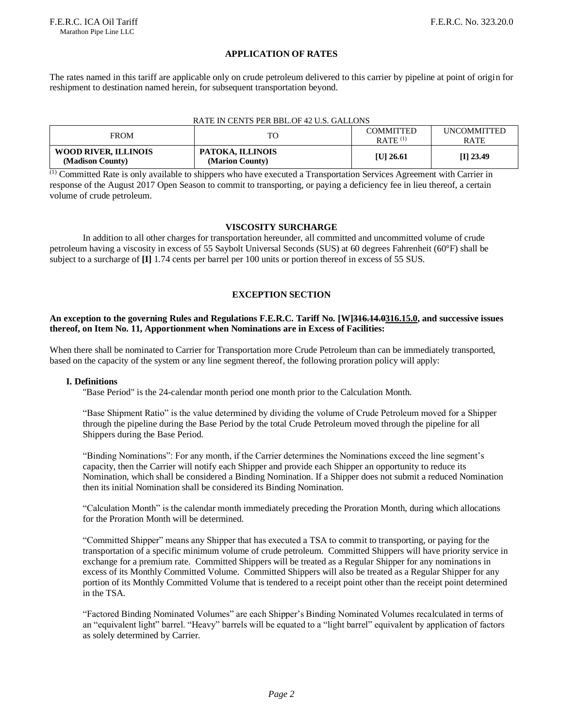## APPLICATION OF RATES

The rates named in this tariff are applicable only on crude petroleum delivered to this carrier by pipeline at point of origin for reshipment to destination named herein, for subsequent transportation beyond.

RATE IN CENTS PER BBL.OF 42 U.S. GALLONS

| FROM | TO | COMMITTED RATE [(1)] | UNCOMMITTED RATE |
|---|---|---|---|
| **WOOD RIVER, ILLINOIS (Madison County)** | **PATOKA, ILLINOIS (Marion County)** | **[U] 26.61** | **[I] 23.49** |

[(1)] Committed Rate is only available to shippers who have executed a Transportation Services Agreement with Carrier in response of the August 2017 Open Season to commit to transporting, or paying a deficiency fee in lieu thereof, a certain volume of crude petroleum.

## VISCOSITY SURCHARGE

In addition to all other charges for transportation hereunder, all committed and uncommitted volume of crude petroleum having a viscosity in excess of 55 Saybolt Universal Seconds (SUS) at 60 degrees Fahrenheit (60°F) shall be subject to a surcharge of **[I]** 1.74 cents per barrel per 100 units or portion thereof in excess of 55 SUS.

## EXCEPTION SECTION

**An exception to the governing Rules and Regulations F.E.R.C. Tariff No. [W]~~316.14.0~~316.15.0, and successive issues thereof, on Item No. 11, Apportionment when Nominations are in Excess of Facilities:**

When there shall be nominated to Carrier for Transportation more Crude Petroleum than can be immediately transported, based on the capacity of the system or any line segment thereof, the following proration policy will apply:

**I. Definitions**

"Base Period" is the 24-calendar month period one month prior to the Calculation Month.

"Base Shipment Ratio" is the value determined by dividing the volume of Crude Petroleum moved for a Shipper through the pipeline during the Base Period by the total Crude Petroleum moved through the pipeline for all Shippers during the Base Period.

"Binding Nominations": For any month, if the Carrier determines the Nominations exceed the line segment's capacity, then the Carrier will notify each Shipper and provide each Shipper an opportunity to reduce its Nomination, which shall be considered a Binding Nomination. If a Shipper does not submit a reduced Nomination then its initial Nomination shall be considered its Binding Nomination.

"Calculation Month" is the calendar month immediately preceding the Proration Month, during which allocations for the Proration Month will be determined.

"Committed Shipper" means any Shipper that has executed a TSA to commit to transporting, or paying for the transportation of a specific minimum volume of crude petroleum. Committed Shippers will have priority service in exchange for a premium rate. Committed Shippers will be treated as a Regular Shipper for any nominations in excess of its Monthly Committed Volume. Committed Shippers will also be treated as a Regular Shipper for any portion of its Monthly Committed Volume that is tendered to a receipt point other than the receipt point determined in the TSA.

"Factored Binding Nominated Volumes" are each Shipper's Binding Nominated Volumes recalculated in terms of an "equivalent light" barrel. "Heavy" barrels will be equated to a "light barrel" equivalent by application of factors as solely determined by Carrier.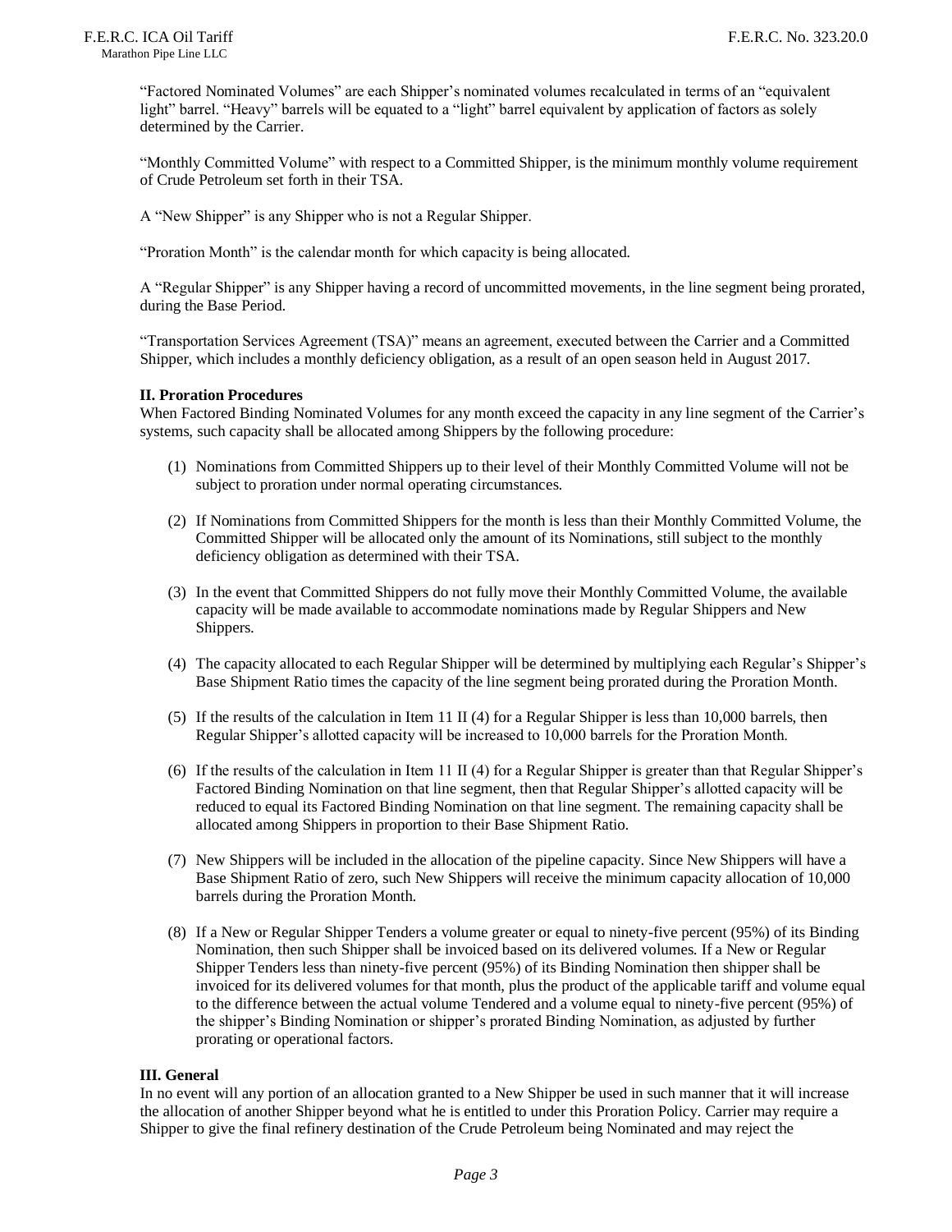"Factored Nominated Volumes" are each Shipper's nominated volumes recalculated in terms of an "equivalent light" barrel. "Heavy" barrels will be equated to a "light" barrel equivalent by application of factors as solely determined by the Carrier.

"Monthly Committed Volume" with respect to a Committed Shipper, is the minimum monthly volume requirement of Crude Petroleum set forth in their TSA.

A "New Shipper" is any Shipper who is not a Regular Shipper.

"Proration Month" is the calendar month for which capacity is being allocated.

A "Regular Shipper" is any Shipper having a record of uncommitted movements, in the line segment being prorated, during the Base Period.

"Transportation Services Agreement (TSA)" means an agreement, executed between the Carrier and a Committed Shipper, which includes a monthly deficiency obligation, as a result of an open season held in August 2017.

**II. Proration Procedures**

When Factored Binding Nominated Volumes for any month exceed the capacity in any line segment of the Carrier's systems, such capacity shall be allocated among Shippers by the following procedure:

(1) Nominations from Committed Shippers up to their level of their Monthly Committed Volume will not be subject to proration under normal operating circumstances.

(2) If Nominations from Committed Shippers for the month is less than their Monthly Committed Volume, the Committed Shipper will be allocated only the amount of its Nominations, still subject to the monthly deficiency obligation as determined with their TSA.

(3) In the event that Committed Shippers do not fully move their Monthly Committed Volume, the available capacity will be made available to accommodate nominations made by Regular Shippers and New Shippers.

(4) The capacity allocated to each Regular Shipper will be determined by multiplying each Regular's Shipper's Base Shipment Ratio times the capacity of the line segment being prorated during the Proration Month.

(5) If the results of the calculation in Item 11 II (4) for a Regular Shipper is less than 10,000 barrels, then Regular Shipper's allotted capacity will be increased to 10,000 barrels for the Proration Month.

(6) If the results of the calculation in Item 11 II (4) for a Regular Shipper is greater than that Regular Shipper's Factored Binding Nomination on that line segment, then that Regular Shipper's allotted capacity will be reduced to equal its Factored Binding Nomination on that line segment. The remaining capacity shall be allocated among Shippers in proportion to their Base Shipment Ratio.

(7) New Shippers will be included in the allocation of the pipeline capacity. Since New Shippers will have a Base Shipment Ratio of zero, such New Shippers will receive the minimum capacity allocation of 10,000 barrels during the Proration Month.

(8) If a New or Regular Shipper Tenders a volume greater or equal to ninety-five percent (95%) of its Binding Nomination, then such Shipper shall be invoiced based on its delivered volumes. If a New or Regular Shipper Tenders less than ninety-five percent (95%) of its Binding Nomination then shipper shall be invoiced for its delivered volumes for that month, plus the product of the applicable tariff and volume equal to the difference between the actual volume Tendered and a volume equal to ninety-five percent (95%) of the shipper's Binding Nomination or shipper's prorated Binding Nomination, as adjusted by further prorating or operational factors.

**III. General**

In no event will any portion of an allocation granted to a New Shipper be used in such manner that it will increase the allocation of another Shipper beyond what he is entitled to under this Proration Policy. Carrier may require a Shipper to give the final refinery destination of the Crude Petroleum being Nominated and may reject the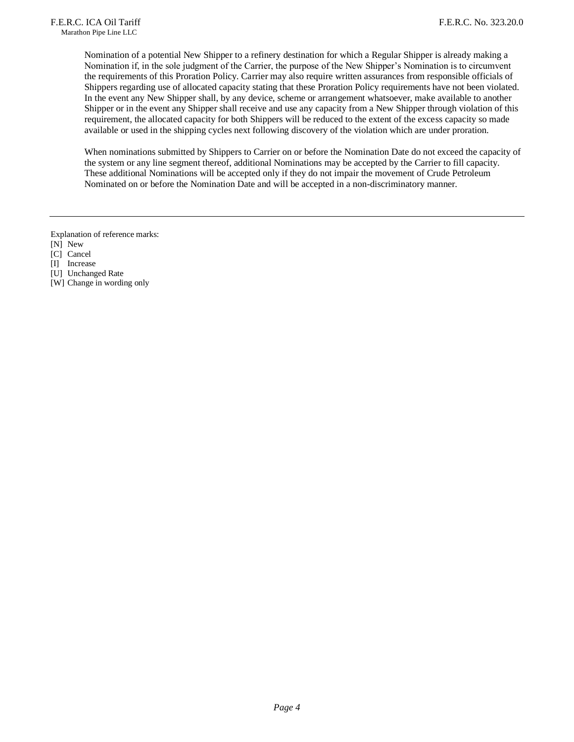Nomination of a potential New Shipper to a refinery destination for which a Regular Shipper is already making a Nomination if, in the sole judgment of the Carrier, the purpose of the New Shipper's Nomination is to circumvent the requirements of this Proration Policy. Carrier may also require written assurances from responsible officials of Shippers regarding use of allocated capacity stating that these Proration Policy requirements have not been violated. In the event any New Shipper shall, by any device, scheme or arrangement whatsoever, make available to another Shipper or in the event any Shipper shall receive and use any capacity from a New Shipper through violation of this requirement, the allocated capacity for both Shippers will be reduced to the extent of the excess capacity so made available or used in the shipping cycles next following discovery of the violation which are under proration.

When nominations submitted by Shippers to Carrier on or before the Nomination Date do not exceed the capacity of the system or any line segment thereof, additional Nominations may be accepted by the Carrier to fill capacity. These additional Nominations will be accepted only if they do not impair the movement of Crude Petroleum Nominated on or before the Nomination Date and will be accepted in a non-discriminatory manner.

---

Explanation of reference marks:
[N] New
[C] Cancel
[I] Increase
[U] Unchanged Rate
[W] Change in wording only